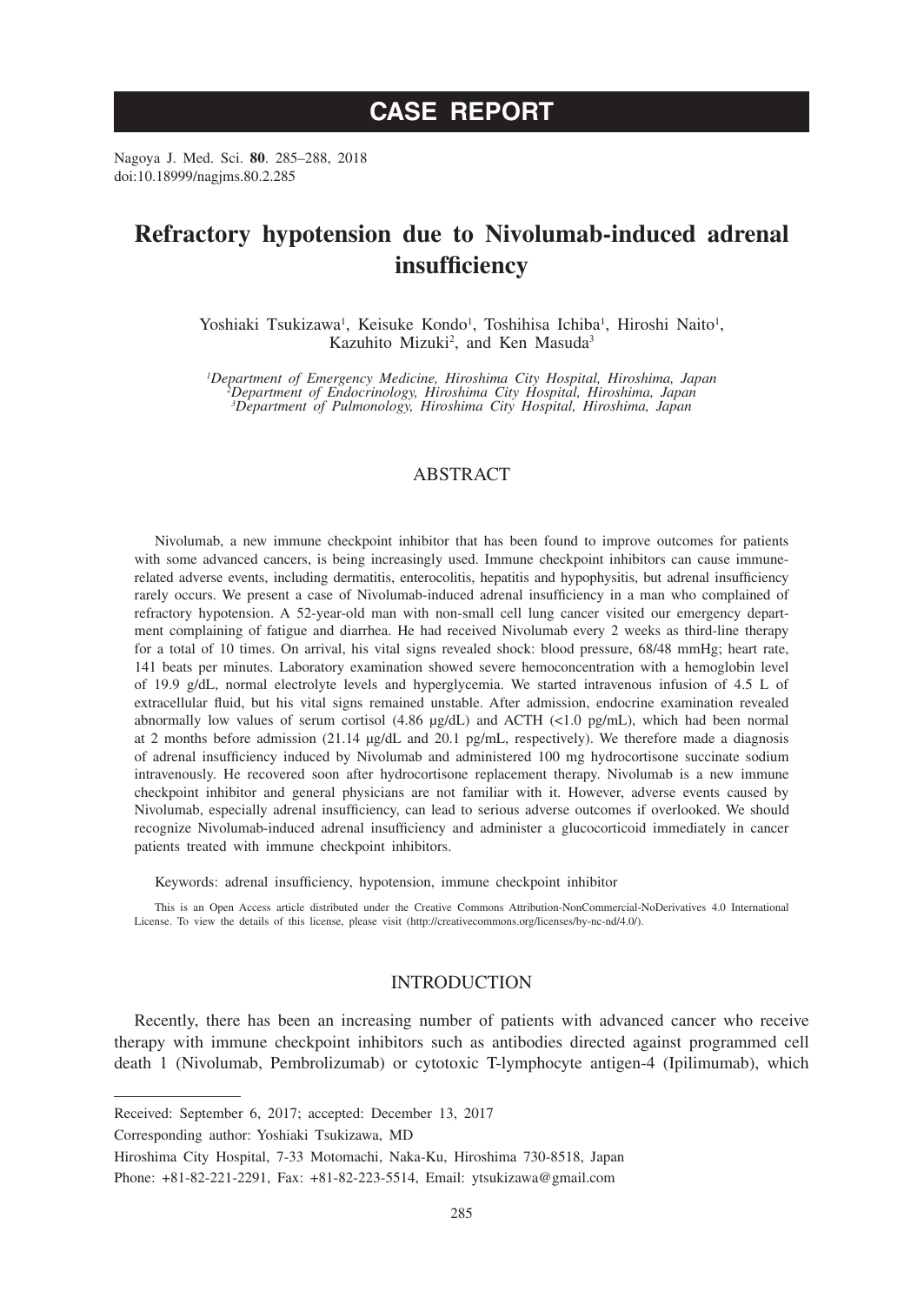# CASE REPORT

Nagoya J. Med. Sci. **80**. 285–288, 2018
doi:10.18999/nagjms.80.2.285

# Refractory hypotension due to Nivolumab-induced adrenal insufficiency

Yoshiaki Tsukizawa[1], Keisuke Kondo[1], Toshihisa Ichiba[1], Hiroshi Naito[1], Kazuhito Mizuki[2], and Ken Masuda[3]

*[1]Department of Emergency Medicine, Hiroshima City Hospital, Hiroshima, Japan*
*[2]Department of Endocrinology, Hiroshima City Hospital, Hiroshima, Japan*
*[3]Department of Pulmonology, Hiroshima City Hospital, Hiroshima, Japan*

## ABSTRACT

Nivolumab, a new immune checkpoint inhibitor that has been found to improve outcomes for patients with some advanced cancers, is being increasingly used. Immune checkpoint inhibitors can cause immune-related adverse events, including dermatitis, enterocolitis, hepatitis and hypophysitis, but adrenal insufficiency rarely occurs. We present a case of Nivolumab-induced adrenal insufficiency in a man who complained of refractory hypotension. A 52-year-old man with non-small cell lung cancer visited our emergency department complaining of fatigue and diarrhea. He had received Nivolumab every 2 weeks as third-line therapy for a total of 10 times. On arrival, his vital signs revealed shock: blood pressure, 68/48 mmHg; heart rate, 141 beats per minutes. Laboratory examination showed severe hemoconcentration with a hemoglobin level of 19.9 g/dL, normal electrolyte levels and hyperglycemia. We started intravenous infusion of 4.5 L of extracellular fluid, but his vital signs remained unstable. After admission, endocrine examination revealed abnormally low values of serum cortisol (4.86 μg/dL) and ACTH (<1.0 pg/mL), which had been normal at 2 months before admission (21.14 μg/dL and 20.1 pg/mL, respectively). We therefore made a diagnosis of adrenal insufficiency induced by Nivolumab and administered 100 mg hydrocortisone succinate sodium intravenously. He recovered soon after hydrocortisone replacement therapy. Nivolumab is a new immune checkpoint inhibitor and general physicians are not familiar with it. However, adverse events caused by Nivolumab, especially adrenal insufficiency, can lead to serious adverse outcomes if overlooked. We should recognize Nivolumab-induced adrenal insufficiency and administer a glucocorticoid immediately in cancer patients treated with immune checkpoint inhibitors.

Keywords: adrenal insufficiency, hypotension, immune checkpoint inhibitor

This is an Open Access article distributed under the Creative Commons Attribution-NonCommercial-NoDerivatives 4.0 International License. To view the details of this license, please visit (http://creativecommons.org/licenses/by-nc-nd/4.0/).

## INTRODUCTION

Recently, there has been an increasing number of patients with advanced cancer who receive therapy with immune checkpoint inhibitors such as antibodies directed against programmed cell death 1 (Nivolumab, Pembrolizumab) or cytotoxic T-lymphocyte antigen-4 (Ipilimumab), which

---

Received: September 6, 2017; accepted: December 13, 2017

Corresponding author: Yoshiaki Tsukizawa, MD

Hiroshima City Hospital, 7-33 Motomachi, Naka-Ku, Hiroshima 730-8518, Japan

Phone: +81-82-221-2291, Fax: +81-82-223-5514, Email: ytsukizawa@gmail.com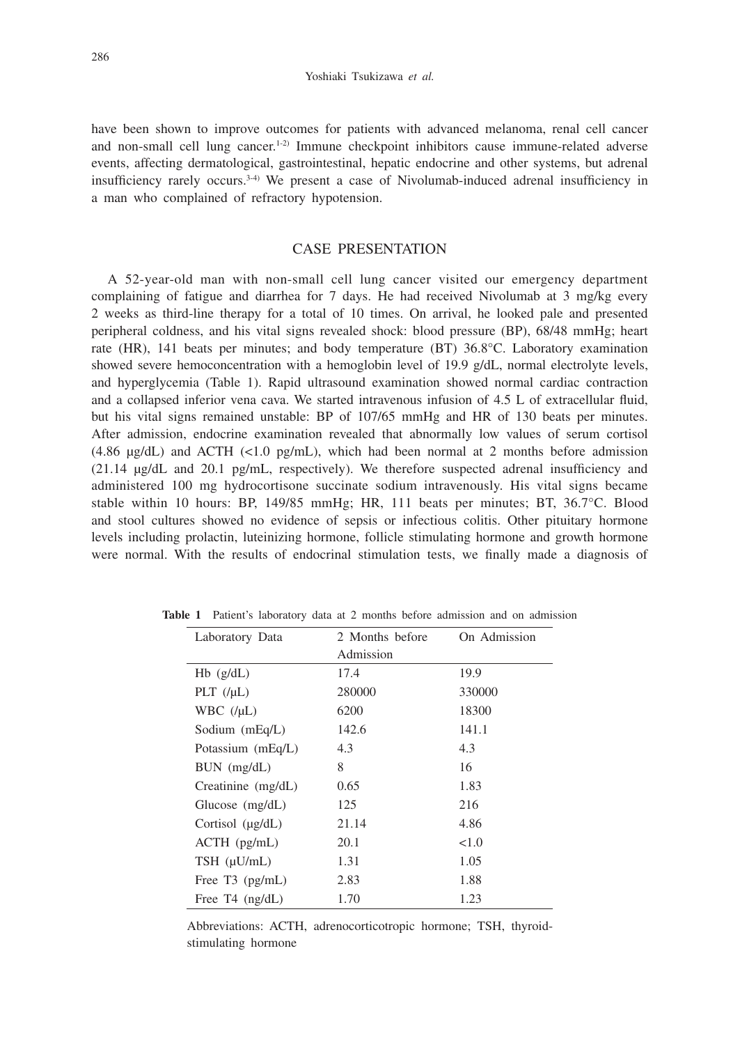have been shown to improve outcomes for patients with advanced melanoma, renal cell cancer and non-small cell lung cancer.[1-2] Immune checkpoint inhibitors cause immune-related adverse events, affecting dermatological, gastrointestinal, hepatic endocrine and other systems, but adrenal insufficiency rarely occurs.[3-4] We present a case of Nivolumab-induced adrenal insufficiency in a man who complained of refractory hypotension.

## CASE PRESENTATION

A 52-year-old man with non-small cell lung cancer visited our emergency department complaining of fatigue and diarrhea for 7 days. He had received Nivolumab at 3 mg/kg every 2 weeks as third-line therapy for a total of 10 times. On arrival, he looked pale and presented peripheral coldness, and his vital signs revealed shock: blood pressure (BP), 68/48 mmHg; heart rate (HR), 141 beats per minutes; and body temperature (BT) 36.8°C. Laboratory examination showed severe hemoconcentration with a hemoglobin level of 19.9 g/dL, normal electrolyte levels, and hyperglycemia (Table 1). Rapid ultrasound examination showed normal cardiac contraction and a collapsed inferior vena cava. We started intravenous infusion of 4.5 L of extracellular fluid, but his vital signs remained unstable: BP of 107/65 mmHg and HR of 130 beats per minutes. After admission, endocrine examination revealed that abnormally low values of serum cortisol (4.86 μg/dL) and ACTH (<1.0 pg/mL), which had been normal at 2 months before admission (21.14 μg/dL and 20.1 pg/mL, respectively). We therefore suspected adrenal insufficiency and administered 100 mg hydrocortisone succinate sodium intravenously. His vital signs became stable within 10 hours: BP, 149/85 mmHg; HR, 111 beats per minutes; BT, 36.7°C. Blood and stool cultures showed no evidence of sepsis or infectious colitis. Other pituitary hormone levels including prolactin, luteinizing hormone, follicle stimulating hormone and growth hormone were normal. With the results of endocrinal stimulation tests, we finally made a diagnosis of

**Table 1** Patient's laboratory data at 2 months before admission and on admission

| Laboratory Data | 2 Months before Admission | On Admission |
|---|---|---|
| Hb (g/dL) | 17.4 | 19.9 |
| PLT (/μL) | 280000 | 330000 |
| WBC (/μL) | 6200 | 18300 |
| Sodium (mEq/L) | 142.6 | 141.1 |
| Potassium (mEq/L) | 4.3 | 4.3 |
| BUN (mg/dL) | 8 | 16 |
| Creatinine (mg/dL) | 0.65 | 1.83 |
| Glucose (mg/dL) | 125 | 216 |
| Cortisol (μg/dL) | 21.14 | 4.86 |
| ACTH (pg/mL) | 20.1 | <1.0 |
| TSH (μU/mL) | 1.31 | 1.05 |
| Free T3 (pg/mL) | 2.83 | 1.88 |
| Free T4 (ng/dL) | 1.70 | 1.23 |

Abbreviations: ACTH, adrenocorticotropic hormone; TSH, thyroid-stimulating hormone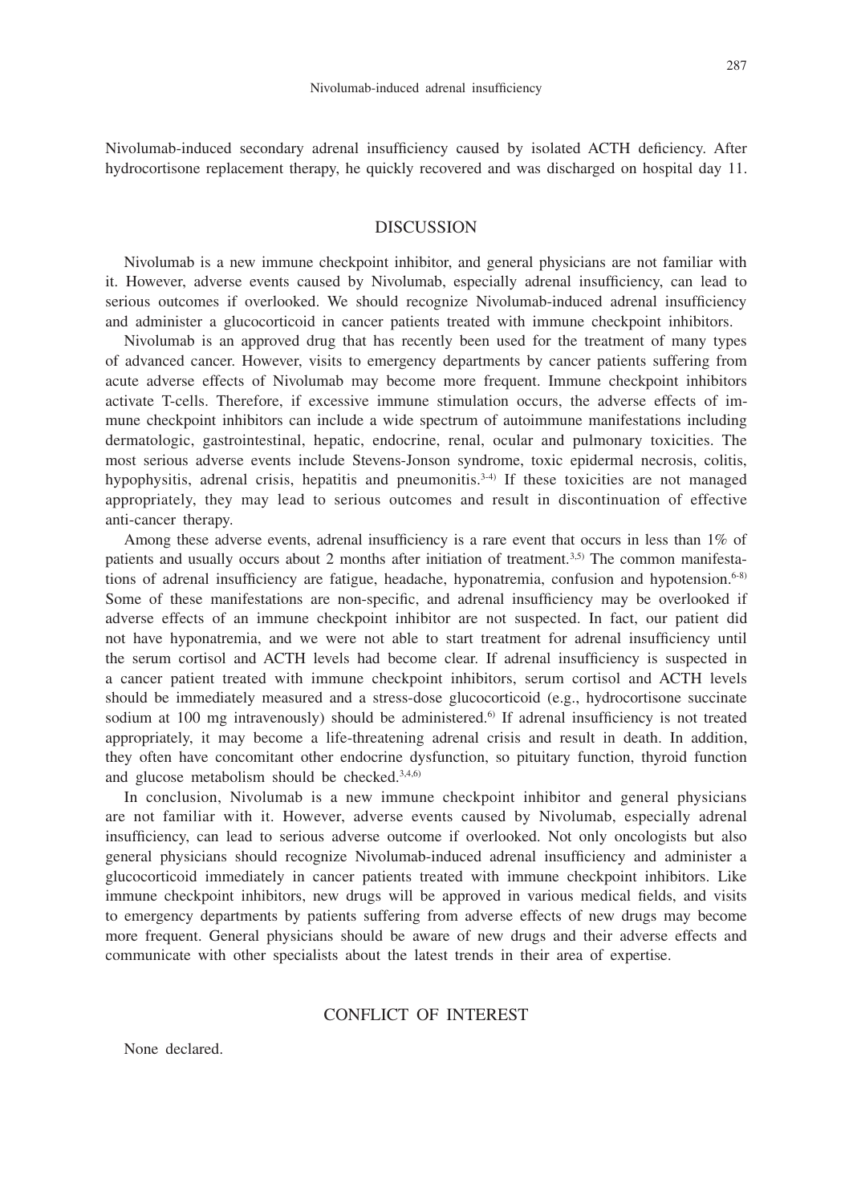Nivolumab-induced secondary adrenal insufficiency caused by isolated ACTH deficiency. After hydrocortisone replacement therapy, he quickly recovered and was discharged on hospital day 11.

## DISCUSSION

Nivolumab is a new immune checkpoint inhibitor, and general physicians are not familiar with it. However, adverse events caused by Nivolumab, especially adrenal insufficiency, can lead to serious outcomes if overlooked. We should recognize Nivolumab-induced adrenal insufficiency and administer a glucocorticoid in cancer patients treated with immune checkpoint inhibitors.

Nivolumab is an approved drug that has recently been used for the treatment of many types of advanced cancer. However, visits to emergency departments by cancer patients suffering from acute adverse effects of Nivolumab may become more frequent. Immune checkpoint inhibitors activate T-cells. Therefore, if excessive immune stimulation occurs, the adverse effects of immune checkpoint inhibitors can include a wide spectrum of autoimmune manifestations including dermatologic, gastrointestinal, hepatic, endocrine, renal, ocular and pulmonary toxicities. The most serious adverse events include Stevens-Jonson syndrome, toxic epidermal necrosis, colitis, hypophysitis, adrenal crisis, hepatitis and pneumonitis.[3-4] If these toxicities are not managed appropriately, they may lead to serious outcomes and result in discontinuation of effective anti-cancer therapy.

Among these adverse events, adrenal insufficiency is a rare event that occurs in less than 1% of patients and usually occurs about 2 months after initiation of treatment.[3,5] The common manifestations of adrenal insufficiency are fatigue, headache, hyponatremia, confusion and hypotension.[6-8] Some of these manifestations are non-specific, and adrenal insufficiency may be overlooked if adverse effects of an immune checkpoint inhibitor are not suspected. In fact, our patient did not have hyponatremia, and we were not able to start treatment for adrenal insufficiency until the serum cortisol and ACTH levels had become clear. If adrenal insufficiency is suspected in a cancer patient treated with immune checkpoint inhibitors, serum cortisol and ACTH levels should be immediately measured and a stress-dose glucocorticoid (e.g., hydrocortisone succinate sodium at 100 mg intravenously) should be administered.[6] If adrenal insufficiency is not treated appropriately, it may become a life-threatening adrenal crisis and result in death. In addition, they often have concomitant other endocrine dysfunction, so pituitary function, thyroid function and glucose metabolism should be checked.[3,4,6]

In conclusion, Nivolumab is a new immune checkpoint inhibitor and general physicians are not familiar with it. However, adverse events caused by Nivolumab, especially adrenal insufficiency, can lead to serious adverse outcome if overlooked. Not only oncologists but also general physicians should recognize Nivolumab-induced adrenal insufficiency and administer a glucocorticoid immediately in cancer patients treated with immune checkpoint inhibitors. Like immune checkpoint inhibitors, new drugs will be approved in various medical fields, and visits to emergency departments by patients suffering from adverse effects of new drugs may become more frequent. General physicians should be aware of new drugs and their adverse effects and communicate with other specialists about the latest trends in their area of expertise.

## CONFLICT OF INTEREST

None declared.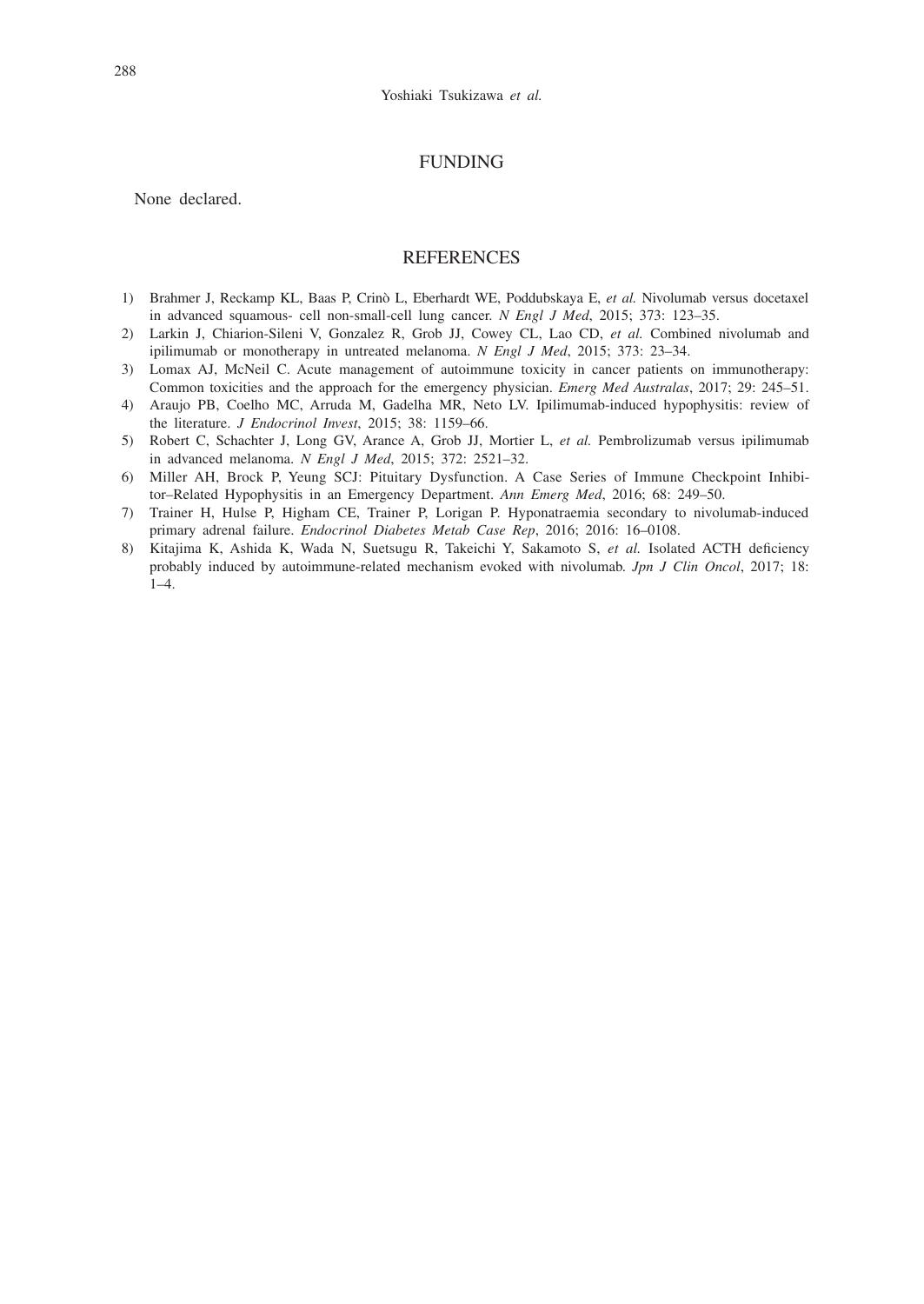## FUNDING

None declared.

## REFERENCES

1) Brahmer J, Reckamp KL, Baas P, Crinò L, Eberhardt WE, Poddubskaya E, *et al.* Nivolumab versus docetaxel in advanced squamous- cell non-small-cell lung cancer. *N Engl J Med*, 2015; 373: 123–35.
2) Larkin J, Chiarion-Sileni V, Gonzalez R, Grob JJ, Cowey CL, Lao CD, *et al.* Combined nivolumab and ipilimumab or monotherapy in untreated melanoma. *N Engl J Med*, 2015; 373: 23–34.
3) Lomax AJ, McNeil C. Acute management of autoimmune toxicity in cancer patients on immunotherapy: Common toxicities and the approach for the emergency physician. *Emerg Med Australas*, 2017; 29: 245–51.
4) Araujo PB, Coelho MC, Arruda M, Gadelha MR, Neto LV. Ipilimumab-induced hypophysitis: review of the literature. *J Endocrinol Invest*, 2015; 38: 1159–66.
5) Robert C, Schachter J, Long GV, Arance A, Grob JJ, Mortier L, *et al.* Pembrolizumab versus ipilimumab in advanced melanoma. *N Engl J Med*, 2015; 372: 2521–32.
6) Miller AH, Brock P, Yeung SCJ: Pituitary Dysfunction. A Case Series of Immune Checkpoint Inhibitor–Related Hypophysitis in an Emergency Department. *Ann Emerg Med*, 2016; 68: 249–50.
7) Trainer H, Hulse P, Higham CE, Trainer P, Lorigan P. Hyponatraemia secondary to nivolumab-induced primary adrenal failure. *Endocrinol Diabetes Metab Case Rep*, 2016; 2016: 16–0108.
8) Kitajima K, Ashida K, Wada N, Suetsugu R, Takeichi Y, Sakamoto S, *et al.* Isolated ACTH deficiency probably induced by autoimmune-related mechanism evoked with nivolumab. *Jpn J Clin Oncol*, 2017; 18: 1–4.